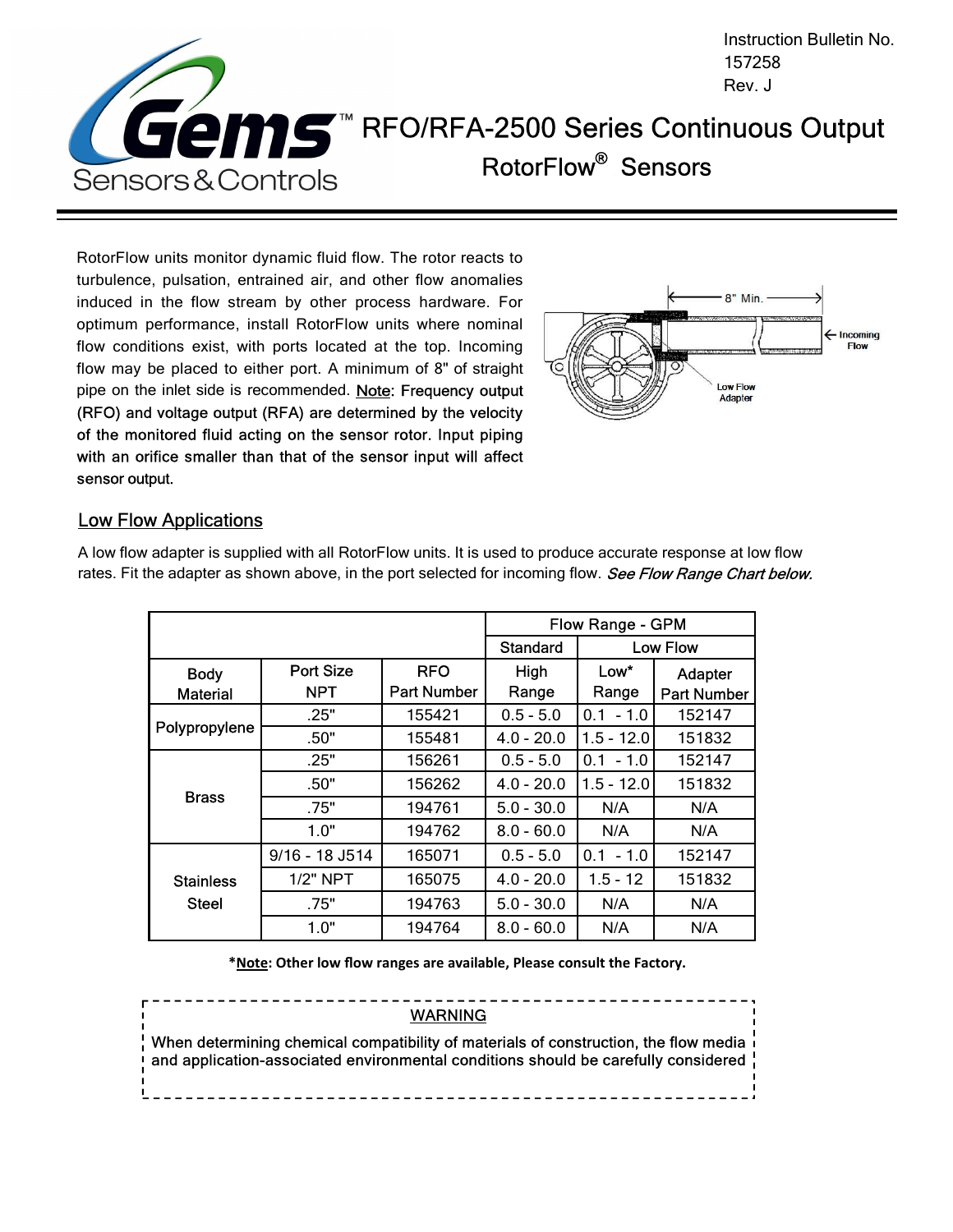Instruction Bulletin No. 157258
Rev. J

# RFO/RFA-2500 Series Continuous Output RotorFlow® Sensors

RotorFlow units monitor dynamic fluid flow. The rotor reacts to turbulence, pulsation, entrained air, and other flow anomalies induced in the flow stream by other process hardware. For optimum performance, install RotorFlow units where nominal flow conditions exist, with ports located at the top. Incoming flow may be placed to either port. A minimum of 8" of straight pipe on the inlet side is recommended. **Note: Frequency output (RFO) and voltage output (RFA) are determined by the velocity of the monitored fluid acting on the sensor rotor. Input piping with an orifice smaller than that of the sensor input will affect sensor output.**

## Low Flow Applications

A low flow adapter is supplied with all RotorFlow units. It is used to produce accurate response at low flow rates. Fit the adapter as shown above, in the port selected for incoming flow. *See Flow Range Chart below.*

| | | | Flow Range - GPM | | |
|---|---|---|---|---|---|
| | | | Standard | Low Flow | |
| Body Material | Port Size NPT | RFO Part Number | High Range | Low* Range | Adapter Part Number |
| Polypropylene | .25" | 155421 | 0.5 - 5.0 | 0.1 - 1.0 | 152147 |
| | .50" | 155481 | 4.0 - 20.0 | 1.5 - 12.0 | 151832 |
| Brass | .25" | 156261 | 0.5 - 5.0 | 0.1 - 1.0 | 152147 |
| | .50" | 156262 | 4.0 - 20.0 | 1.5 - 12.0 | 151832 |
| | .75" | 194761 | 5.0 - 30.0 | N/A | N/A |
| | 1.0" | 194762 | 8.0 - 60.0 | N/A | N/A |
| Stainless Steel | 9/16 - 18 J514 | 165071 | 0.5 - 5.0 | 0.1 - 1.0 | 152147 |
| | 1/2" NPT | 165075 | 4.0 - 20.0 | 1.5 - 12 | 151832 |
| | .75" | 194763 | 5.0 - 30.0 | N/A | N/A |
| | 1.0" | 194764 | 8.0 - 60.0 | N/A | N/A |

***Note: Other low flow ranges are available, Please consult the Factory.**

**WARNING**

When determining chemical compatibility of materials of construction, the flow media and application-associated environmental conditions should be carefully considered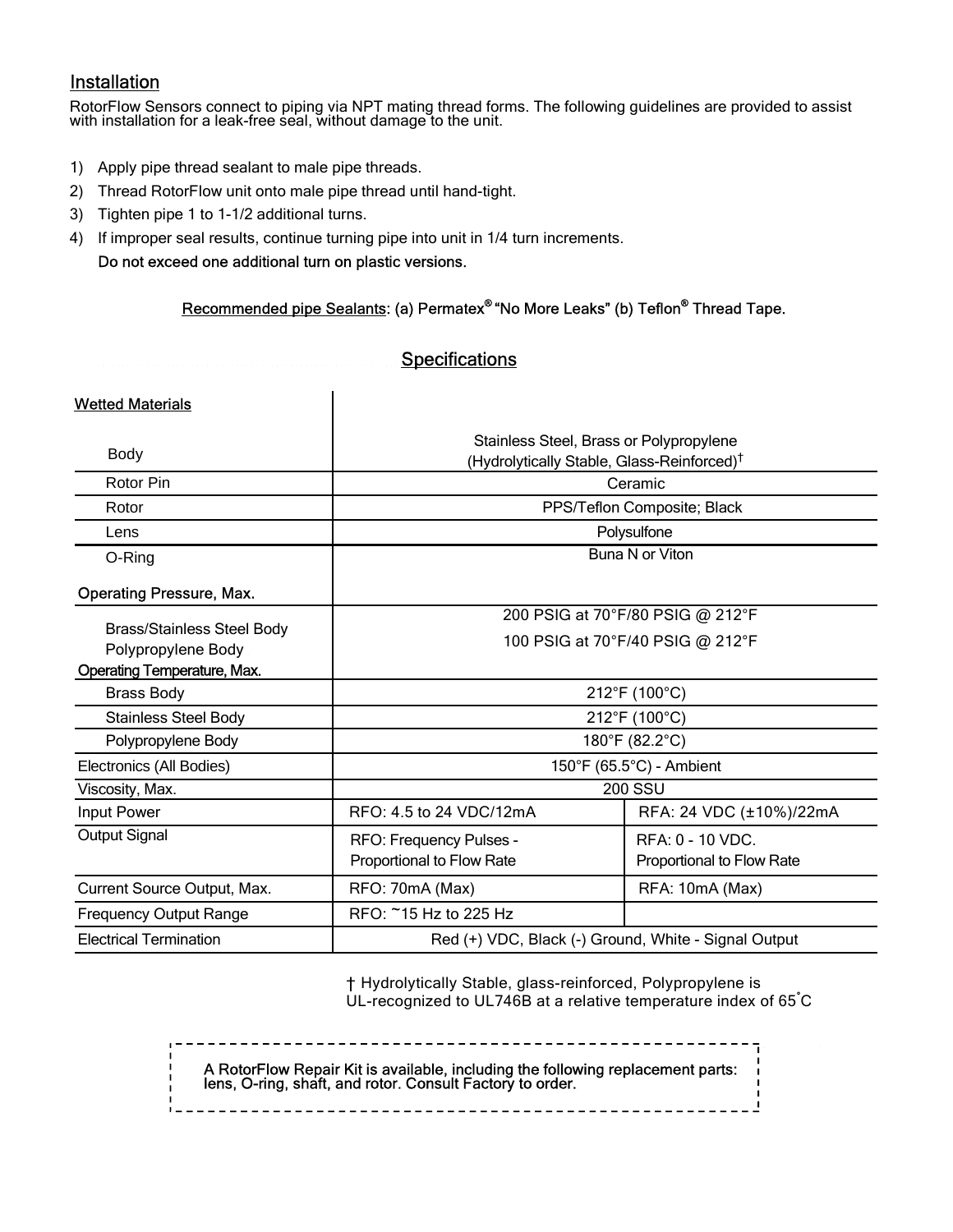## Installation

RotorFlow Sensors connect to piping via NPT mating thread forms. The following guidelines are provided to assist with installation for a leak-free seal, without damage to the unit.

1) Apply pipe thread sealant to male pipe threads.
2) Thread RotorFlow unit onto male pipe thread until hand-tight.
3) Tighten pipe 1 to 1-1/2 additional turns.
4) If improper seal results, continue turning pipe into unit in 1/4 turn increments.
   **Do not exceed one additional turn on plastic versions.**

Recommended pipe Sealants: (a) Permatex® "No More Leaks" (b) Teflon® Thread Tape.

## Specifications

| | | |
|---|---|---|
| Wetted Materials | | |
| Body | Stainless Steel, Brass or Polypropylene (Hydrolytically Stable, Glass-Reinforced)† | |
| Rotor Pin | Ceramic | |
| Rotor | PPS/Teflon Composite; Black | |
| Lens | Polysulfone | |
| O-Ring | Buna N or Viton | |
| Operating Pressure, Max. | | |
| Brass/Stainless Steel Body | 200 PSIG at 70°F/80 PSIG @ 212°F | |
| Polypropylene Body | 100 PSIG at 70°F/40 PSIG @ 212°F | |
| Operating Temperature, Max. | | |
| Brass Body | 212°F (100°C) | |
| Stainless Steel Body | 212°F (100°C) | |
| Polypropylene Body | 180°F (82.2°C) | |
| Electronics (All Bodies) | 150°F (65.5°C) - Ambient | |
| Viscosity, Max. | 200 SSU | |
| Input Power | RFO: 4.5 to 24 VDC/12mA | RFA: 24 VDC (±10%)/22mA |
| Output Signal | RFO: Frequency Pulses - Proportional to Flow Rate | RFA: 0 - 10 VDC. Proportional to Flow Rate |
| Current Source Output, Max. | RFO: 70mA (Max) | RFA: 10mA (Max) |
| Frequency Output Range | RFO: ~15 Hz to 225 Hz | |
| Electrical Termination | Red (+) VDC, Black (-) Ground, White - Signal Output | |

† Hydrolytically Stable, glass-reinforced, Polypropylene is UL-recognized to UL746B at a relative temperature index of 65°C

A RotorFlow Repair Kit is available, including the following replacement parts: lens, O-ring, shaft, and rotor. Consult Factory to order.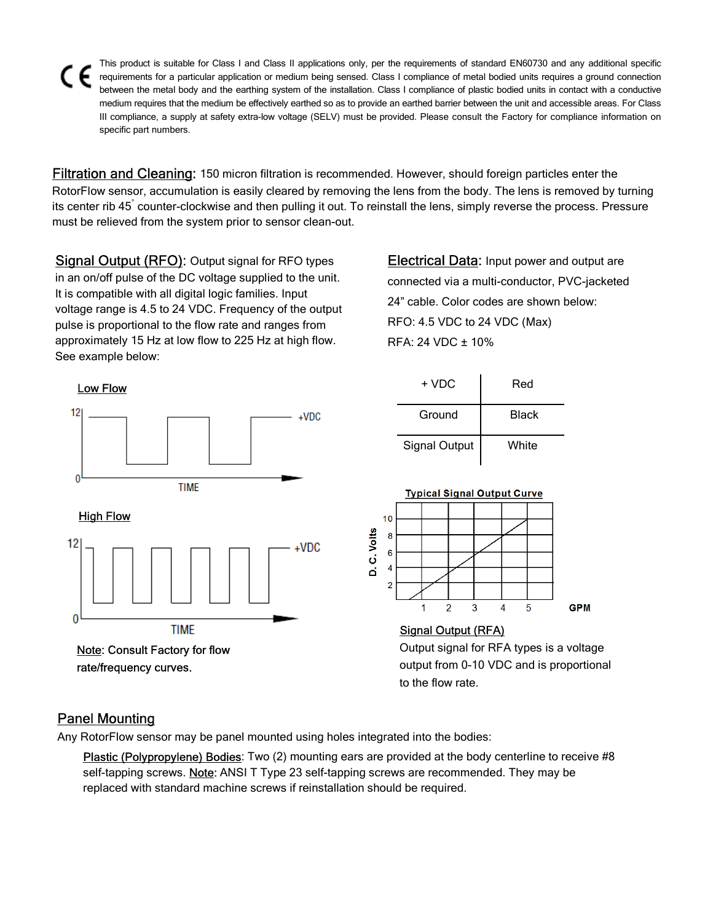CE This product is suitable for Class I and Class II applications only, per the requirements of standard EN60730 and any additional specific requirements for a particular application or medium being sensed. Class I compliance of metal bodied units requires a ground connection between the metal body and the earthing system of the installation. Class I compliance of plastic bodied units in contact with a conductive medium requires that the medium be effectively earthed so as to provide an earthed barrier between the unit and accessible areas. For Class III compliance, a supply at safety extra-low voltage (SELV) must be provided. Please consult the Factory for compliance information on specific part numbers.

**Filtration and Cleaning:** 150 micron filtration is recommended. However, should foreign particles enter the RotorFlow sensor, accumulation is easily cleared by removing the lens from the body. The lens is removed by turning its center rib 45° counter-clockwise and then pulling it out. To reinstall the lens, simply reverse the process. Pressure must be relieved from the system prior to sensor clean-out.

**Signal Output (RFO):** Output signal for RFO types in an on/off pulse of the DC voltage supplied to the unit. It is compatible with all digital logic families. Input voltage range is 4.5 to 24 VDC. Frequency of the output pulse is proportional to the flow rate and ranges from approximately 15 Hz at low flow to 225 Hz at high flow. See example below:

Low Flow

High Flow

Note: Consult Factory for flow rate/frequency curves.

**Electrical Data:** Input power and output are connected via a multi-conductor, PVC-jacketed 24" cable. Color codes are shown below:

RFO: 4.5 VDC to 24 VDC (Max)

RFA: 24 VDC ± 10%

| + VDC | Red |
|---|---|
| Ground | Black |
| Signal Output | White |

Typical Signal Output Curve

**Signal Output (RFA)**

Output signal for RFA types is a voltage output from 0-10 VDC and is proportional to the flow rate.

## Panel Mounting

Any RotorFlow sensor may be panel mounted using holes integrated into the bodies:

Plastic (Polypropylene) Bodies: Two (2) mounting ears are provided at the body centerline to receive #8 self-tapping screws. Note: ANSI T Type 23 self-tapping screws are recommended. They may be replaced with standard machine screws if reinstallation should be required.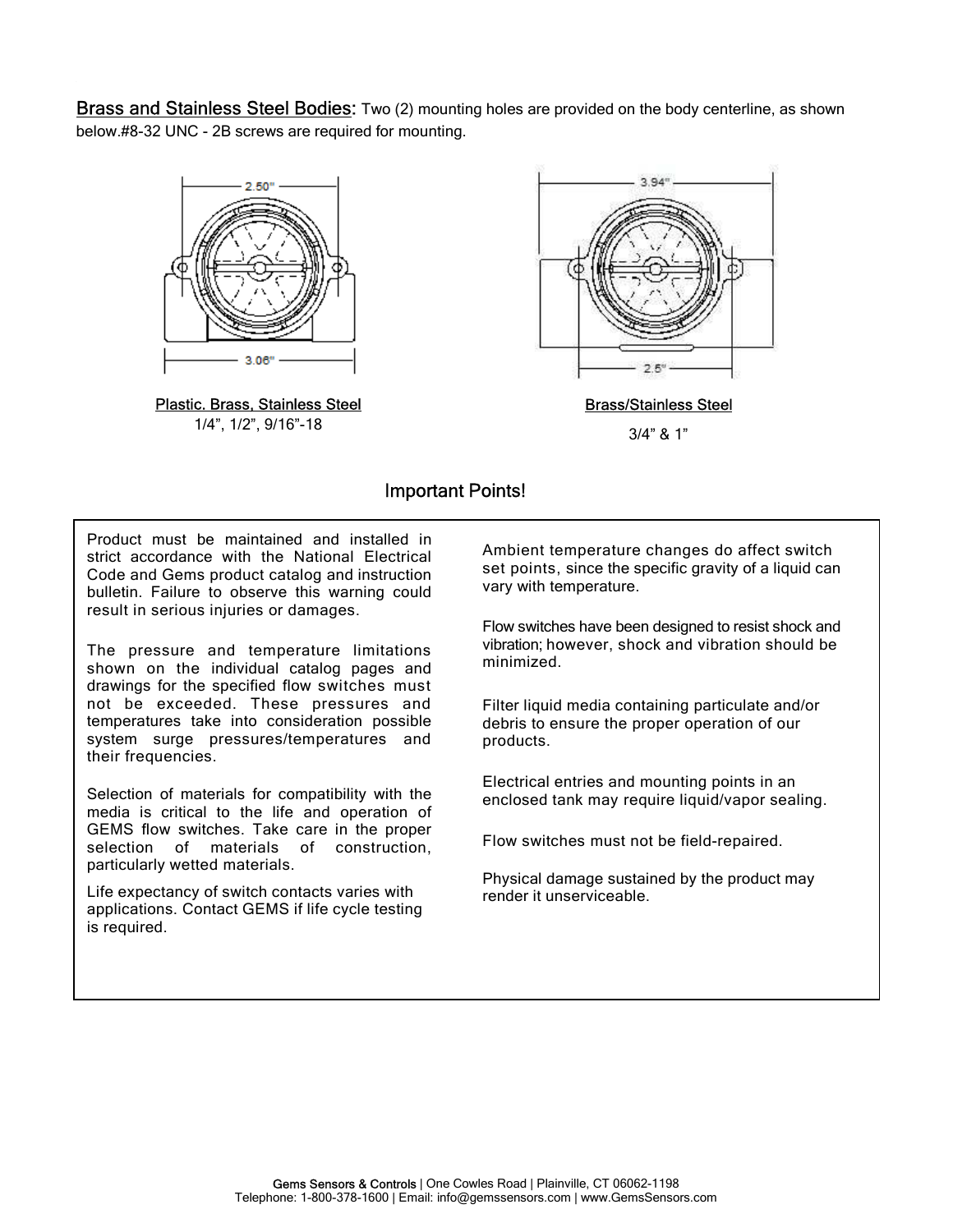**Brass and Stainless Steel Bodies:** Two (2) mounting holes are provided on the body centerline, as shown below.#8-32 UNC - 2B screws are required for mounting.

2.50"

3.06"

Plastic. Brass, Stainless Steel
1/4", 1/2", 9/16"-18

3.94"

2.5"

Brass/Stainless Steel
3/4" & 1"

## Important Points!

Product must be maintained and installed in strict accordance with the National Electrical Code and Gems product catalog and instruction bulletin. Failure to observe this warning could result in serious injuries or damages.

The pressure and temperature limitations shown on the individual catalog pages and drawings for the specified flow switches must not be exceeded. These pressures and temperatures take into consideration possible system surge pressures/temperatures and their frequencies.

Selection of materials for compatibility with the media is critical to the life and operation of GEMS flow switches. Take care in the proper selection of materials of construction, particularly wetted materials.

Life expectancy of switch contacts varies with applications. Contact GEMS if life cycle testing is required.

Ambient temperature changes do affect switch set points, since the specific gravity of a liquid can vary with temperature.

Flow switches have been designed to resist shock and vibration; however, shock and vibration should be minimized.

Filter liquid media containing particulate and/or debris to ensure the proper operation of our products.

Electrical entries and mounting points in an enclosed tank may require liquid/vapor sealing.

Flow switches must not be field-repaired.

Physical damage sustained by the product may render it unserviceable.

**Gems Sensors & Controls** | One Cowles Road | Plainville, CT 06062-1198
Telephone: 1-800-378-1600 | Email: info@gemssensors.com | www.GemsSensors.com